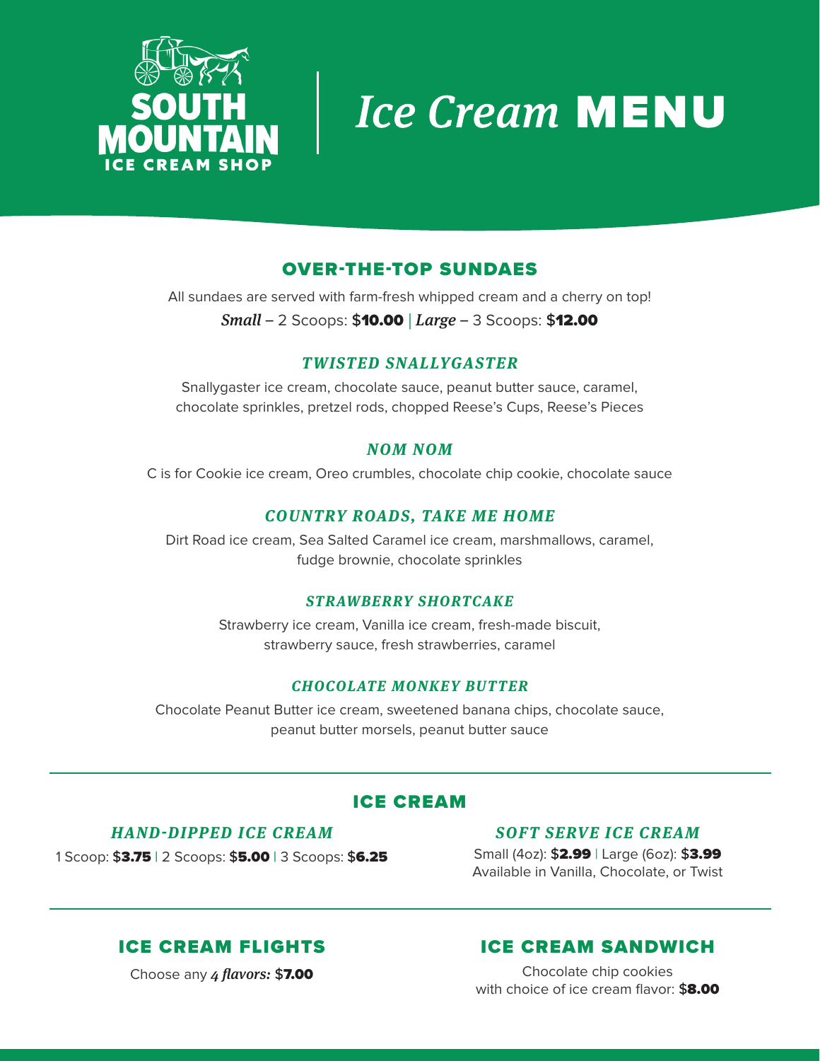# SOUTH MOUNTAIN ICE CREAM SHOP

# *Ice Cream* MENU

## OVER-THE-TOP SUNDAES

All sundaes are served with farm-fresh whipped cream and a cherry on top!

***Small*** – 2 Scoops: $**10.00** | ***Large*** – 3 Scoops: $**12.00**

### *TWISTED SNALLYGASTER*

Snallygaster ice cream, chocolate sauce, peanut butter sauce, caramel, chocolate sprinkles, pretzel rods, chopped Reese's Cups, Reese's Pieces

### *NOM NOM*

C is for Cookie ice cream, Oreo crumbles, chocolate chip cookie, chocolate sauce

### *COUNTRY ROADS, TAKE ME HOME*

Dirt Road ice cream, Sea Salted Caramel ice cream, marshmallows, caramel, fudge brownie, chocolate sprinkles

### *STRAWBERRY SHORTCAKE*

Strawberry ice cream, Vanilla ice cream, fresh-made biscuit, strawberry sauce, fresh strawberries, caramel

### *CHOCOLATE MONKEY BUTTER*

Chocolate Peanut Butter ice cream, sweetened banana chips, chocolate sauce, peanut butter morsels, peanut butter sauce

## ICE CREAM

### *HAND-DIPPED ICE CREAM*

1 Scoop: $**3.75** | 2 Scoops: $**5.00** | 3 Scoops: $**6.25**

### *SOFT SERVE ICE CREAM*

Small (4oz): $**2.99** | Large (6oz): $**3.99**
Available in Vanilla, Chocolate, or Twist

## ICE CREAM FLIGHTS

Choose any ***4 flavors:*** $**7.00**

## ICE CREAM SANDWICH

Chocolate chip cookies
with choice of ice cream flavor: $**8.00**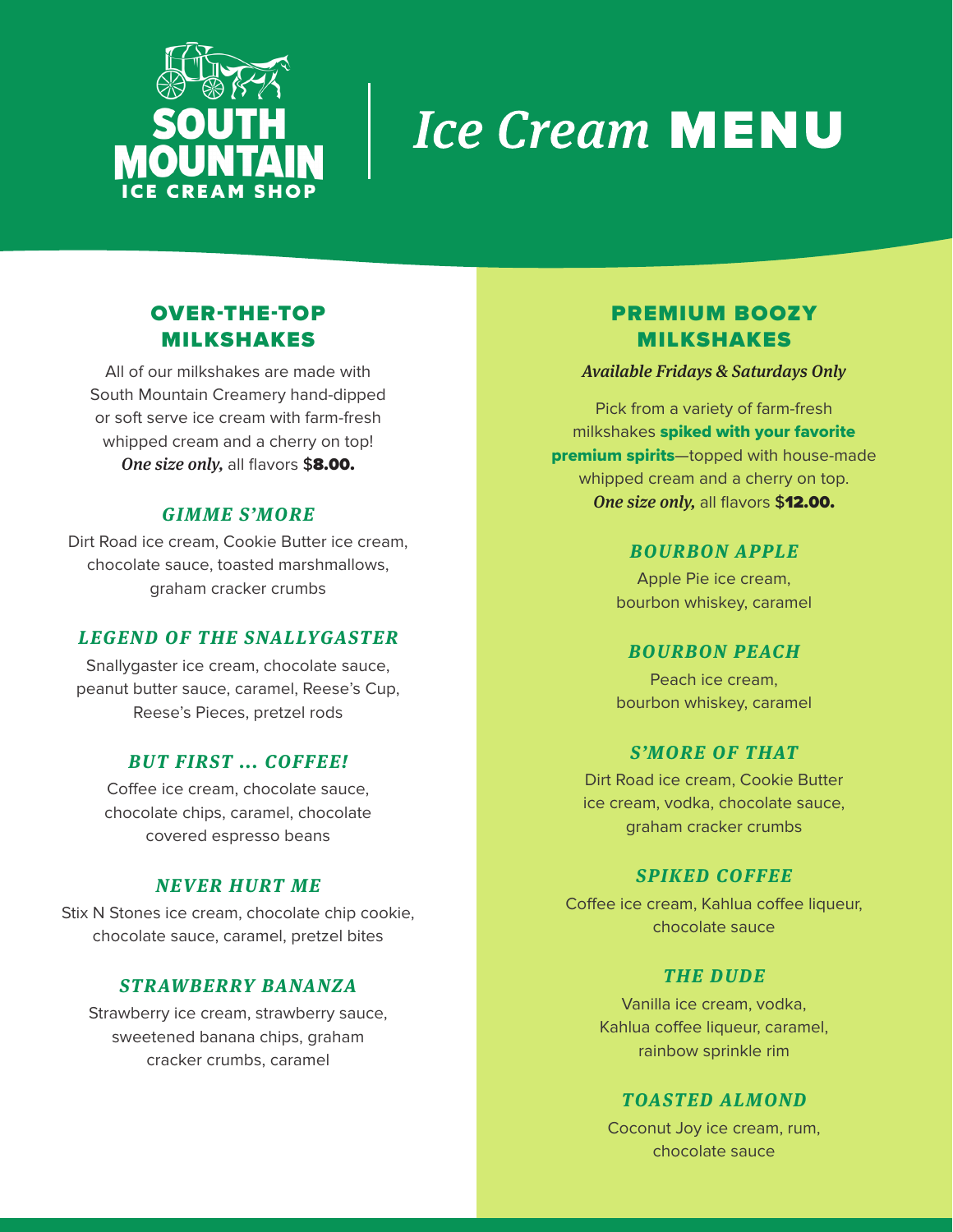# SOUTH MOUNTAIN ICE CREAM SHOP | *Ice Cream* MENU

## OVER-THE-TOP MILKSHAKES

All of our milkshakes are made with South Mountain Creamery hand-dipped or soft serve ice cream with farm-fresh whipped cream and a cherry on top! ***One size only,*** all flavors **$8.00.**

### *GIMME S'MORE*

Dirt Road ice cream, Cookie Butter ice cream, chocolate sauce, toasted marshmallows, graham cracker crumbs

### *LEGEND OF THE SNALLYGASTER*

Snallygaster ice cream, chocolate sauce, peanut butter sauce, caramel, Reese's Cup, Reese's Pieces, pretzel rods

### *BUT FIRST ... COFFEE!*

Coffee ice cream, chocolate sauce, chocolate chips, caramel, chocolate covered espresso beans

### *NEVER HURT ME*

Stix N Stones ice cream, chocolate chip cookie, chocolate sauce, caramel, pretzel bites

### *STRAWBERRY BANANZA*

Strawberry ice cream, strawberry sauce, sweetened banana chips, graham cracker crumbs, caramel

## PREMIUM BOOZY MILKSHAKES

***Available Fridays & Saturdays Only***

Pick from a variety of farm-fresh milkshakes **spiked with your favorite premium spirits**—topped with house-made whipped cream and a cherry on top. ***One size only,*** all flavors **$12.00.**

### *BOURBON APPLE*

Apple Pie ice cream, bourbon whiskey, caramel

### *BOURBON PEACH*

Peach ice cream, bourbon whiskey, caramel

### *S'MORE OF THAT*

Dirt Road ice cream, Cookie Butter ice cream, vodka, chocolate sauce, graham cracker crumbs

### *SPIKED COFFEE*

Coffee ice cream, Kahlua coffee liqueur, chocolate sauce

### *THE DUDE*

Vanilla ice cream, vodka, Kahlua coffee liqueur, caramel, rainbow sprinkle rim

### *TOASTED ALMOND*

Coconut Joy ice cream, rum, chocolate sauce